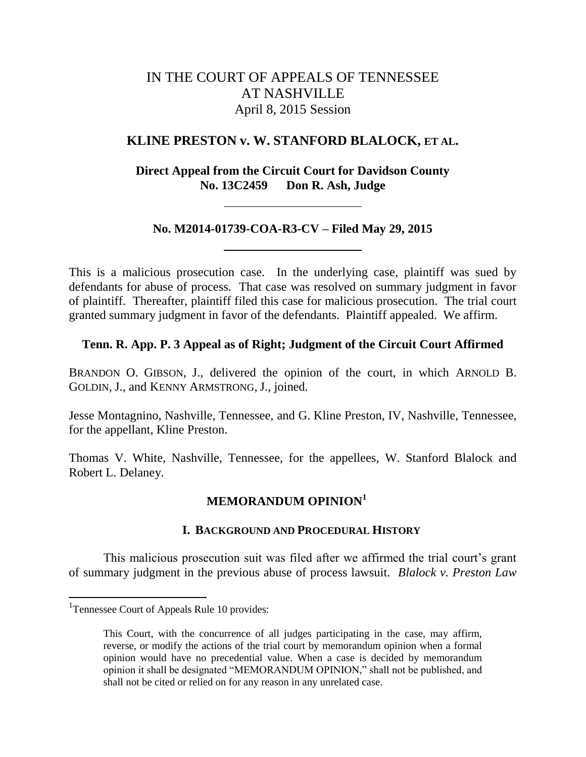# IN THE COURT OF APPEALS OF TENNESSEE
# AT NASHVILLE
April 8, 2015 Session

## KLINE PRESTON v. W. STANFORD BLALOCK, ET AL.

**Direct Appeal from the Circuit Court for Davidson County**
**No. 13C2459 Don R. Ash, Judge**

---

**No. M2014-01739-COA-R3-CV – Filed May 29, 2015**

---

This is a malicious prosecution case. In the underlying case, plaintiff was sued by defendants for abuse of process. That case was resolved on summary judgment in favor of plaintiff. Thereafter, plaintiff filed this case for malicious prosecution. The trial court granted summary judgment in favor of the defendants. Plaintiff appealed. We affirm.

**Tenn. R. App. P. 3 Appeal as of Right; Judgment of the Circuit Court Affirmed**

BRANDON O. GIBSON, J., delivered the opinion of the court, in which ARNOLD B. GOLDIN, J., and KENNY ARMSTRONG, J., joined.

Jesse Montagnino, Nashville, Tennessee, and G. Kline Preston, IV, Nashville, Tennessee, for the appellant, Kline Preston.

Thomas V. White, Nashville, Tennessee, for the appellees, W. Stanford Blalock and Robert L. Delaney.

## MEMORANDUM OPINION[1]

### I. BACKGROUND AND PROCEDURAL HISTORY

This malicious prosecution suit was filed after we affirmed the trial court's grant of summary judgment in the previous abuse of process lawsuit. *Blalock v. Preston Law*

---

[1]Tennessee Court of Appeals Rule 10 provides:

> This Court, with the concurrence of all judges participating in the case, may affirm, reverse, or modify the actions of the trial court by memorandum opinion when a formal opinion would have no precedential value. When a case is decided by memorandum opinion it shall be designated "MEMORANDUM OPINION," shall not be published, and shall not be cited or relied on for any reason in any unrelated case.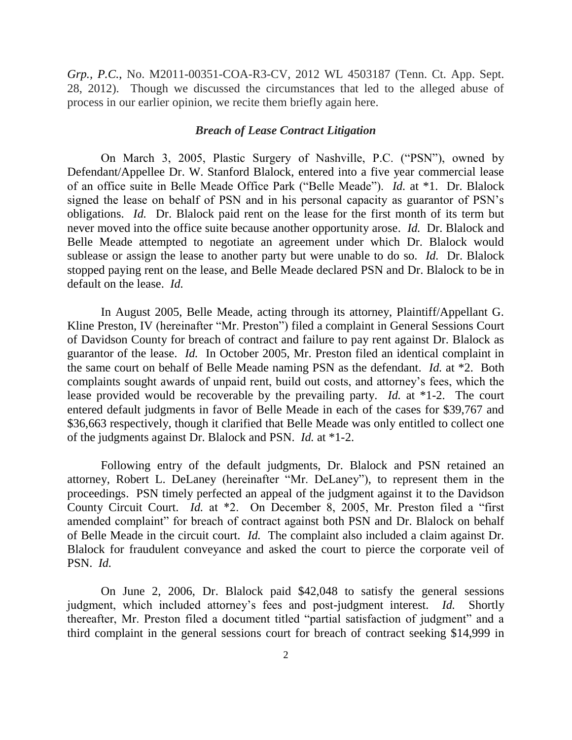*Grp., P.C.*, No. M2011-00351-COA-R3-CV, 2012 WL 4503187 (Tenn. Ct. App. Sept. 28, 2012). Though we discussed the circumstances that led to the alleged abuse of process in our earlier opinion, we recite them briefly again here.

### *Breach of Lease Contract Litigation*

On March 3, 2005, Plastic Surgery of Nashville, P.C. ("PSN"), owned by Defendant/Appellee Dr. W. Stanford Blalock, entered into a five year commercial lease of an office suite in Belle Meade Office Park ("Belle Meade"). *Id.* at *1. Dr. Blalock signed the lease on behalf of PSN and in his personal capacity as guarantor of PSN's obligations. *Id.* Dr. Blalock paid rent on the lease for the first month of its term but never moved into the office suite because another opportunity arose. *Id.* Dr. Blalock and Belle Meade attempted to negotiate an agreement under which Dr. Blalock would sublease or assign the lease to another party but were unable to do so. *Id.* Dr. Blalock stopped paying rent on the lease, and Belle Meade declared PSN and Dr. Blalock to be in default on the lease. *Id.*

In August 2005, Belle Meade, acting through its attorney, Plaintiff/Appellant G. Kline Preston, IV (hereinafter "Mr. Preston") filed a complaint in General Sessions Court of Davidson County for breach of contract and failure to pay rent against Dr. Blalock as guarantor of the lease. *Id.* In October 2005, Mr. Preston filed an identical complaint in the same court on behalf of Belle Meade naming PSN as the defendant. *Id.* at *2. Both complaints sought awards of unpaid rent, build out costs, and attorney's fees, which the lease provided would be recoverable by the prevailing party. *Id.* at *1-2. The court entered default judgments in favor of Belle Meade in each of the cases for $39,767 and $36,663 respectively, though it clarified that Belle Meade was only entitled to collect one of the judgments against Dr. Blalock and PSN. *Id.* at *1-2.

Following entry of the default judgments, Dr. Blalock and PSN retained an attorney, Robert L. DeLaney (hereinafter "Mr. DeLaney"), to represent them in the proceedings. PSN timely perfected an appeal of the judgment against it to the Davidson County Circuit Court. *Id.* at *2. On December 8, 2005, Mr. Preston filed a "first amended complaint" for breach of contract against both PSN and Dr. Blalock on behalf of Belle Meade in the circuit court. *Id.* The complaint also included a claim against Dr. Blalock for fraudulent conveyance and asked the court to pierce the corporate veil of PSN. *Id.*

On June 2, 2006, Dr. Blalock paid $42,048 to satisfy the general sessions judgment, which included attorney's fees and post-judgment interest. *Id.* Shortly thereafter, Mr. Preston filed a document titled "partial satisfaction of judgment" and a third complaint in the general sessions court for breach of contract seeking $14,999 in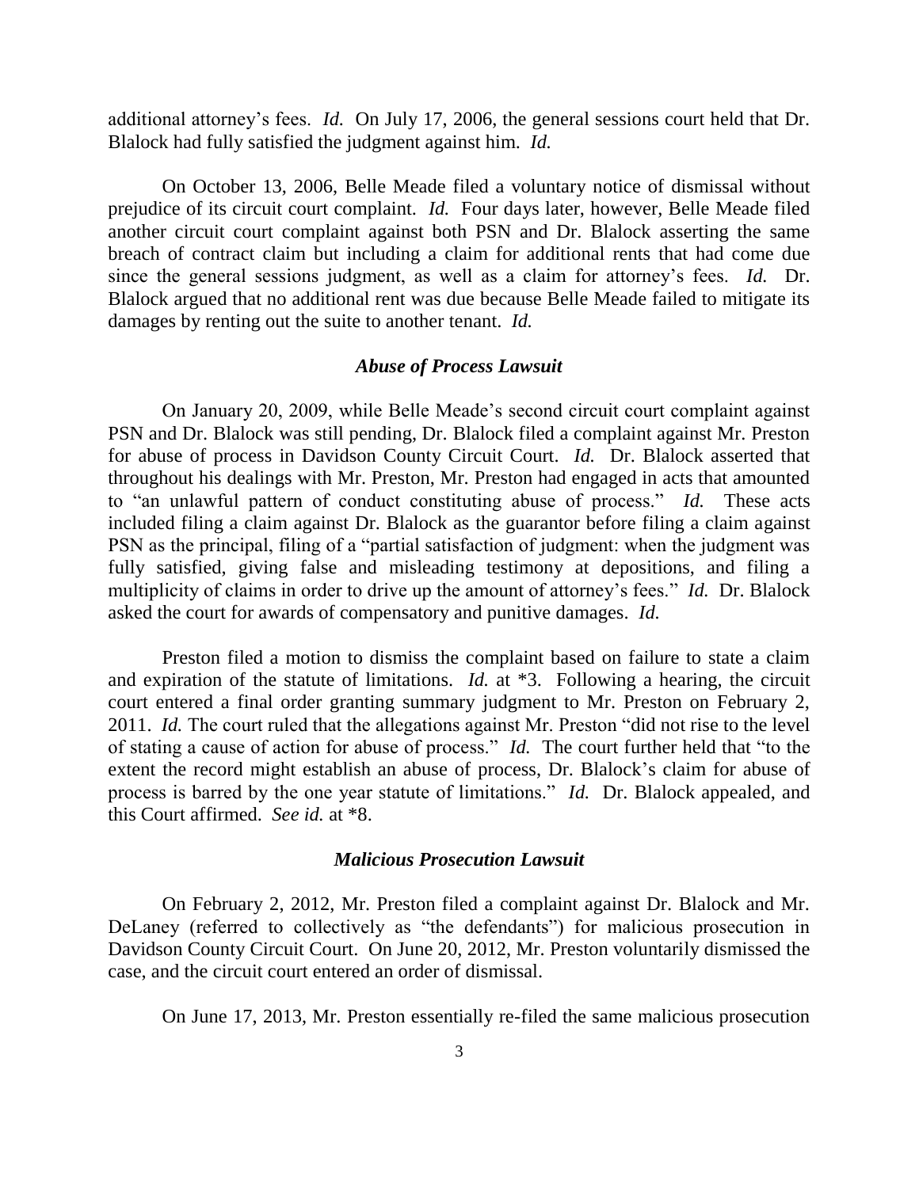additional attorney's fees. *Id.* On July 17, 2006, the general sessions court held that Dr. Blalock had fully satisfied the judgment against him. *Id.*

On October 13, 2006, Belle Meade filed a voluntary notice of dismissal without prejudice of its circuit court complaint. *Id.* Four days later, however, Belle Meade filed another circuit court complaint against both PSN and Dr. Blalock asserting the same breach of contract claim but including a claim for additional rents that had come due since the general sessions judgment, as well as a claim for attorney's fees. *Id.* Dr. Blalock argued that no additional rent was due because Belle Meade failed to mitigate its damages by renting out the suite to another tenant. *Id.*

### *Abuse of Process Lawsuit*

On January 20, 2009, while Belle Meade's second circuit court complaint against PSN and Dr. Blalock was still pending, Dr. Blalock filed a complaint against Mr. Preston for abuse of process in Davidson County Circuit Court. *Id.* Dr. Blalock asserted that throughout his dealings with Mr. Preston, Mr. Preston had engaged in acts that amounted to "an unlawful pattern of conduct constituting abuse of process." *Id.* These acts included filing a claim against Dr. Blalock as the guarantor before filing a claim against PSN as the principal, filing of a "partial satisfaction of judgment: when the judgment was fully satisfied, giving false and misleading testimony at depositions, and filing a multiplicity of claims in order to drive up the amount of attorney's fees." *Id.* Dr. Blalock asked the court for awards of compensatory and punitive damages. *Id.*

Preston filed a motion to dismiss the complaint based on failure to state a claim and expiration of the statute of limitations. *Id.* at *3. Following a hearing, the circuit court entered a final order granting summary judgment to Mr. Preston on February 2, 2011. *Id.* The court ruled that the allegations against Mr. Preston "did not rise to the level of stating a cause of action for abuse of process." *Id.* The court further held that "to the extent the record might establish an abuse of process, Dr. Blalock's claim for abuse of process is barred by the one year statute of limitations." *Id.* Dr. Blalock appealed, and this Court affirmed. *See id.* at *8.

### *Malicious Prosecution Lawsuit*

On February 2, 2012, Mr. Preston filed a complaint against Dr. Blalock and Mr. DeLaney (referred to collectively as "the defendants") for malicious prosecution in Davidson County Circuit Court. On June 20, 2012, Mr. Preston voluntarily dismissed the case, and the circuit court entered an order of dismissal.

On June 17, 2013, Mr. Preston essentially re-filed the same malicious prosecution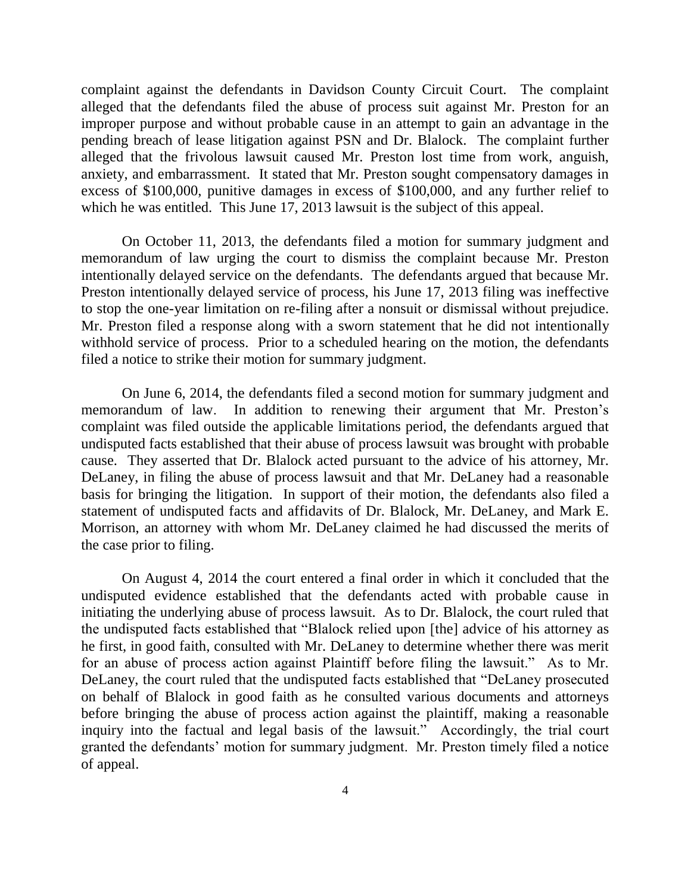complaint against the defendants in Davidson County Circuit Court. The complaint alleged that the defendants filed the abuse of process suit against Mr. Preston for an improper purpose and without probable cause in an attempt to gain an advantage in the pending breach of lease litigation against PSN and Dr. Blalock. The complaint further alleged that the frivolous lawsuit caused Mr. Preston lost time from work, anguish, anxiety, and embarrassment. It stated that Mr. Preston sought compensatory damages in excess of $100,000, punitive damages in excess of $100,000, and any further relief to which he was entitled. This June 17, 2013 lawsuit is the subject of this appeal.

On October 11, 2013, the defendants filed a motion for summary judgment and memorandum of law urging the court to dismiss the complaint because Mr. Preston intentionally delayed service on the defendants. The defendants argued that because Mr. Preston intentionally delayed service of process, his June 17, 2013 filing was ineffective to stop the one-year limitation on re-filing after a nonsuit or dismissal without prejudice. Mr. Preston filed a response along with a sworn statement that he did not intentionally withhold service of process. Prior to a scheduled hearing on the motion, the defendants filed a notice to strike their motion for summary judgment.

On June 6, 2014, the defendants filed a second motion for summary judgment and memorandum of law. In addition to renewing their argument that Mr. Preston's complaint was filed outside the applicable limitations period, the defendants argued that undisputed facts established that their abuse of process lawsuit was brought with probable cause. They asserted that Dr. Blalock acted pursuant to the advice of his attorney, Mr. DeLaney, in filing the abuse of process lawsuit and that Mr. DeLaney had a reasonable basis for bringing the litigation. In support of their motion, the defendants also filed a statement of undisputed facts and affidavits of Dr. Blalock, Mr. DeLaney, and Mark E. Morrison, an attorney with whom Mr. DeLaney claimed he had discussed the merits of the case prior to filing.

On August 4, 2014 the court entered a final order in which it concluded that the undisputed evidence established that the defendants acted with probable cause in initiating the underlying abuse of process lawsuit. As to Dr. Blalock, the court ruled that the undisputed facts established that "Blalock relied upon [the] advice of his attorney as he first, in good faith, consulted with Mr. DeLaney to determine whether there was merit for an abuse of process action against Plaintiff before filing the lawsuit." As to Mr. DeLaney, the court ruled that the undisputed facts established that "DeLaney prosecuted on behalf of Blalock in good faith as he consulted various documents and attorneys before bringing the abuse of process action against the plaintiff, making a reasonable inquiry into the factual and legal basis of the lawsuit." Accordingly, the trial court granted the defendants' motion for summary judgment. Mr. Preston timely filed a notice of appeal.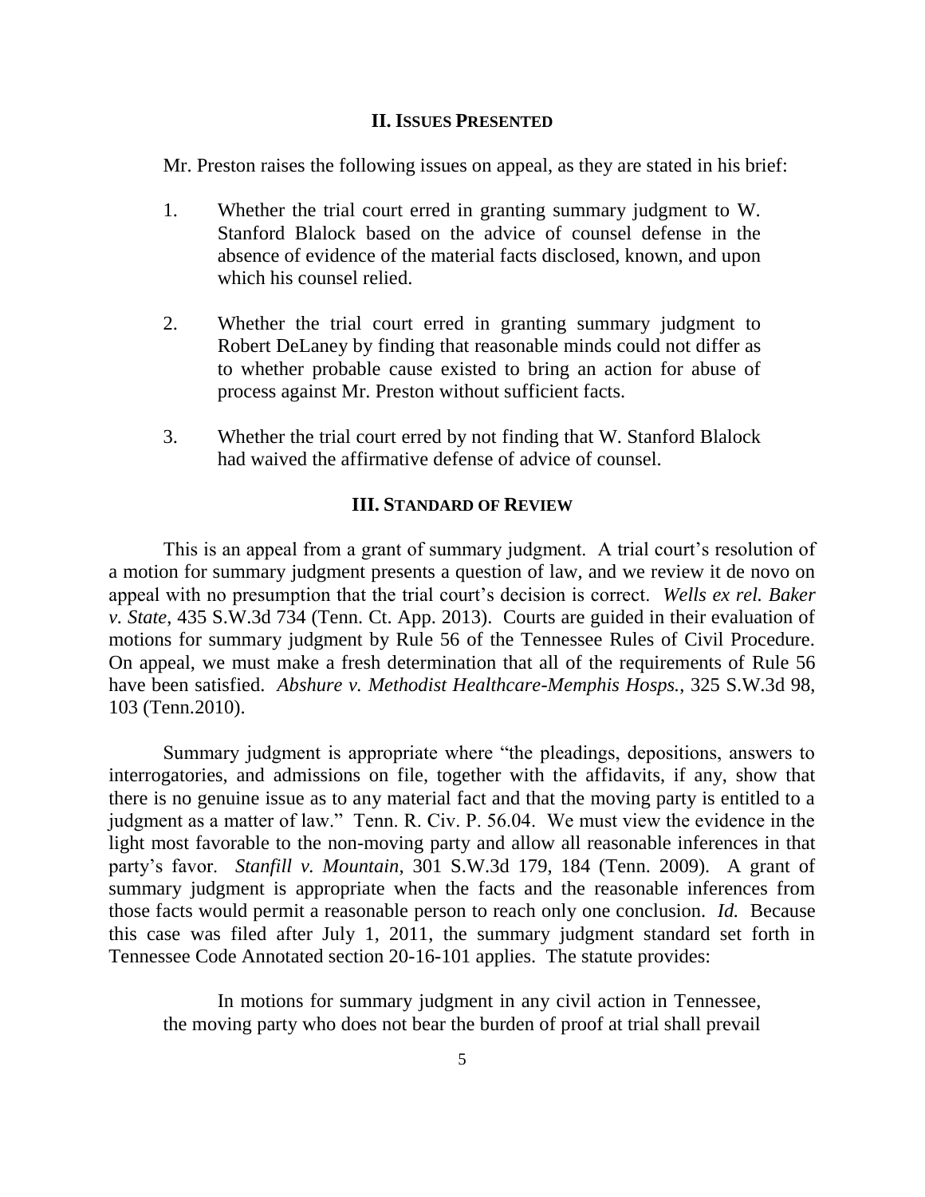## II. Issues Presented

Mr. Preston raises the following issues on appeal, as they are stated in his brief:

1. Whether the trial court erred in granting summary judgment to W. Stanford Blalock based on the advice of counsel defense in the absence of evidence of the material facts disclosed, known, and upon which his counsel relied.

2. Whether the trial court erred in granting summary judgment to Robert DeLaney by finding that reasonable minds could not differ as to whether probable cause existed to bring an action for abuse of process against Mr. Preston without sufficient facts.

3. Whether the trial court erred by not finding that W. Stanford Blalock had waived the affirmative defense of advice of counsel.

## III. Standard of Review

This is an appeal from a grant of summary judgment. A trial court's resolution of a motion for summary judgment presents a question of law, and we review it de novo on appeal with no presumption that the trial court's decision is correct. *Wells ex rel. Baker v. State*, 435 S.W.3d 734 (Tenn. Ct. App. 2013). Courts are guided in their evaluation of motions for summary judgment by Rule 56 of the Tennessee Rules of Civil Procedure. On appeal, we must make a fresh determination that all of the requirements of Rule 56 have been satisfied. *Abshure v. Methodist Healthcare-Memphis Hosps.*, 325 S.W.3d 98, 103 (Tenn.2010).

Summary judgment is appropriate where "the pleadings, depositions, answers to interrogatories, and admissions on file, together with the affidavits, if any, show that there is no genuine issue as to any material fact and that the moving party is entitled to a judgment as a matter of law." Tenn. R. Civ. P. 56.04. We must view the evidence in the light most favorable to the non-moving party and allow all reasonable inferences in that party's favor. *Stanfill v. Mountain*, 301 S.W.3d 179, 184 (Tenn. 2009). A grant of summary judgment is appropriate when the facts and the reasonable inferences from those facts would permit a reasonable person to reach only one conclusion. *Id.* Because this case was filed after July 1, 2011, the summary judgment standard set forth in Tennessee Code Annotated section 20-16-101 applies. The statute provides:

> In motions for summary judgment in any civil action in Tennessee, the moving party who does not bear the burden of proof at trial shall prevail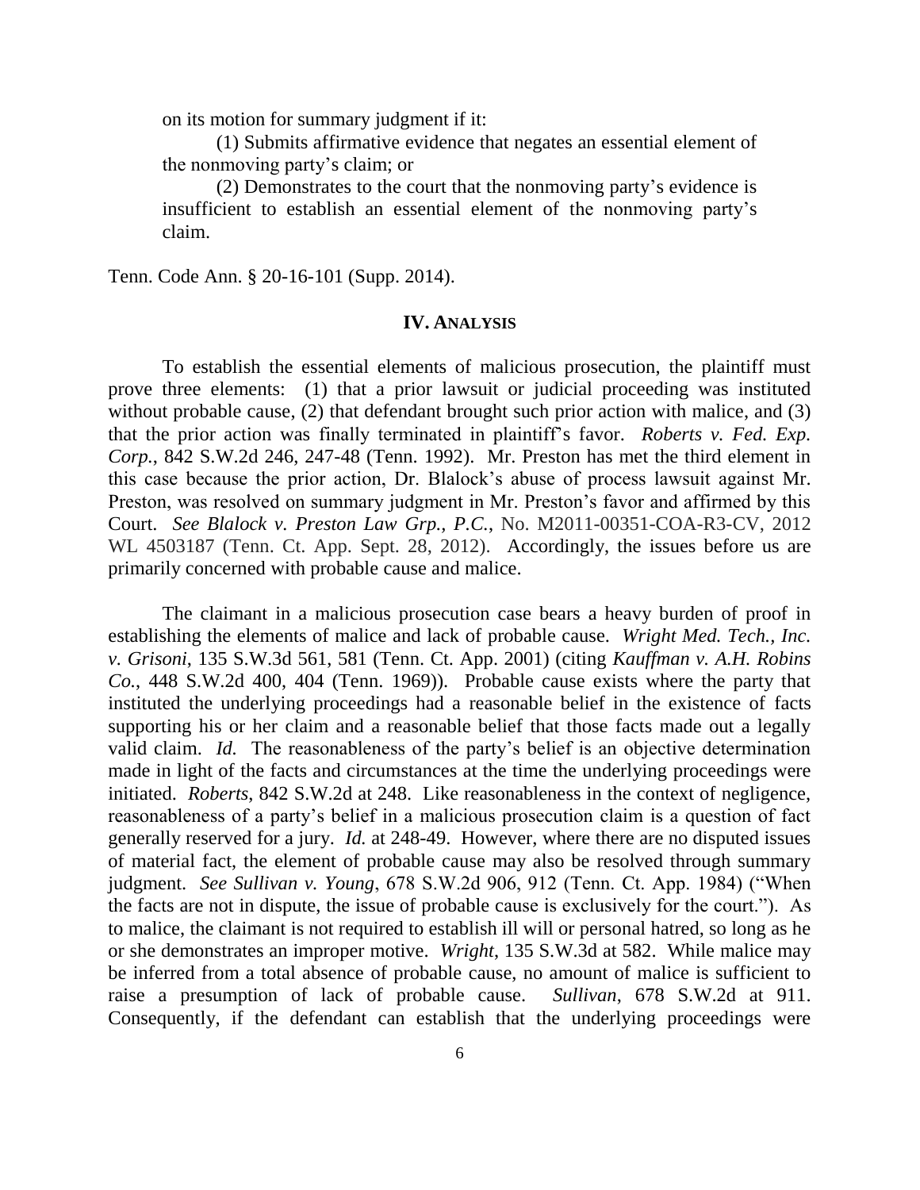on its motion for summary judgment if it:

> (1) Submits affirmative evidence that negates an essential element of the nonmoving party's claim; or
>
> (2) Demonstrates to the court that the nonmoving party's evidence is insufficient to establish an essential element of the nonmoving party's claim.

Tenn. Code Ann. § 20-16-101 (Supp. 2014).

## IV. ANALYSIS

To establish the essential elements of malicious prosecution, the plaintiff must prove three elements: (1) that a prior lawsuit or judicial proceeding was instituted without probable cause, (2) that defendant brought such prior action with malice, and (3) that the prior action was finally terminated in plaintiff's favor. *Roberts v. Fed. Exp. Corp.*, 842 S.W.2d 246, 247-48 (Tenn. 1992). Mr. Preston has met the third element in this case because the prior action, Dr. Blalock's abuse of process lawsuit against Mr. Preston, was resolved on summary judgment in Mr. Preston's favor and affirmed by this Court. *See Blalock v. Preston Law Grp., P.C.*, No. M2011-00351-COA-R3-CV, 2012 WL 4503187 (Tenn. Ct. App. Sept. 28, 2012). Accordingly, the issues before us are primarily concerned with probable cause and malice.

The claimant in a malicious prosecution case bears a heavy burden of proof in establishing the elements of malice and lack of probable cause. *Wright Med. Tech., Inc. v. Grisoni*, 135 S.W.3d 561, 581 (Tenn. Ct. App. 2001) (citing *Kauffman v. A.H. Robins Co.*, 448 S.W.2d 400, 404 (Tenn. 1969)). Probable cause exists where the party that instituted the underlying proceedings had a reasonable belief in the existence of facts supporting his or her claim and a reasonable belief that those facts made out a legally valid claim. *Id.* The reasonableness of the party's belief is an objective determination made in light of the facts and circumstances at the time the underlying proceedings were initiated. *Roberts*, 842 S.W.2d at 248. Like reasonableness in the context of negligence, reasonableness of a party's belief in a malicious prosecution claim is a question of fact generally reserved for a jury. *Id.* at 248-49. However, where there are no disputed issues of material fact, the element of probable cause may also be resolved through summary judgment. *See Sullivan v. Young*, 678 S.W.2d 906, 912 (Tenn. Ct. App. 1984) ("When the facts are not in dispute, the issue of probable cause is exclusively for the court."). As to malice, the claimant is not required to establish ill will or personal hatred, so long as he or she demonstrates an improper motive. *Wright*, 135 S.W.3d at 582. While malice may be inferred from a total absence of probable cause, no amount of malice is sufficient to raise a presumption of lack of probable cause. *Sullivan*, 678 S.W.2d at 911. Consequently, if the defendant can establish that the underlying proceedings were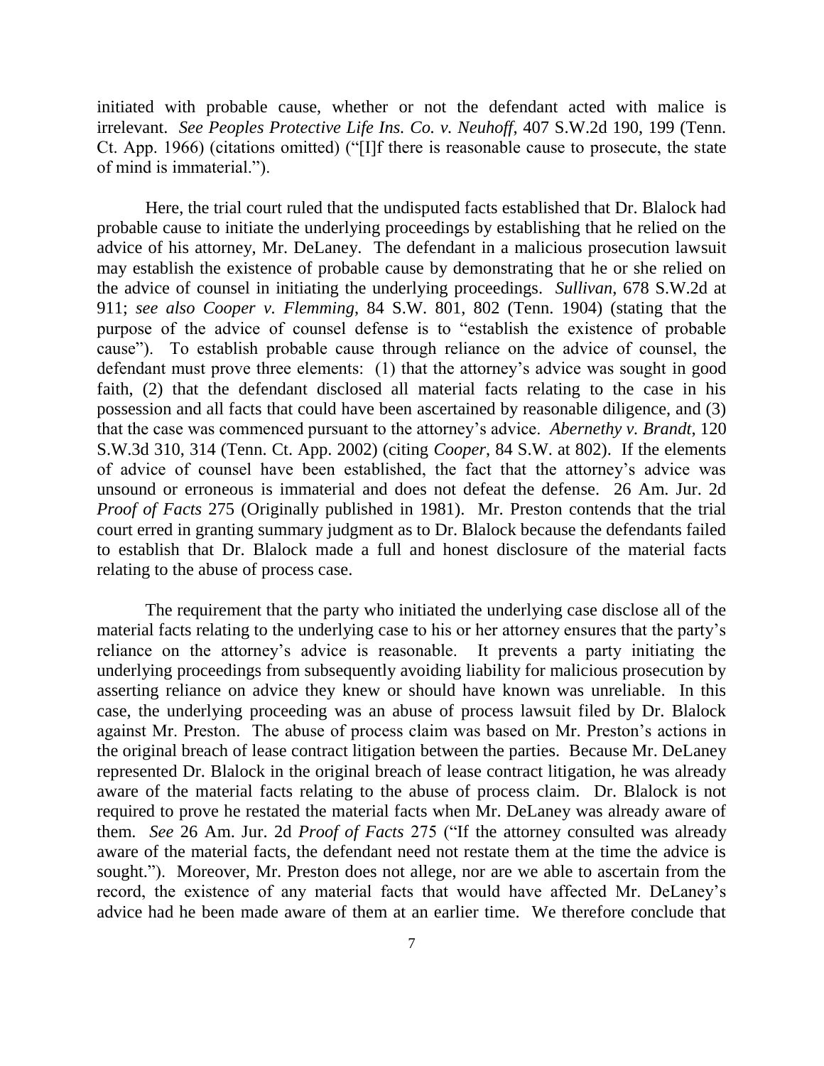initiated with probable cause, whether or not the defendant acted with malice is irrelevant. *See Peoples Protective Life Ins. Co. v. Neuhoff*, 407 S.W.2d 190, 199 (Tenn. Ct. App. 1966) (citations omitted) ("[I]f there is reasonable cause to prosecute, the state of mind is immaterial.").

Here, the trial court ruled that the undisputed facts established that Dr. Blalock had probable cause to initiate the underlying proceedings by establishing that he relied on the advice of his attorney, Mr. DeLaney. The defendant in a malicious prosecution lawsuit may establish the existence of probable cause by demonstrating that he or she relied on the advice of counsel in initiating the underlying proceedings. *Sullivan*, 678 S.W.2d at 911; *see also Cooper v. Flemming*, 84 S.W. 801, 802 (Tenn. 1904) (stating that the purpose of the advice of counsel defense is to "establish the existence of probable cause"). To establish probable cause through reliance on the advice of counsel, the defendant must prove three elements: (1) that the attorney's advice was sought in good faith, (2) that the defendant disclosed all material facts relating to the case in his possession and all facts that could have been ascertained by reasonable diligence, and (3) that the case was commenced pursuant to the attorney's advice. *Abernethy v. Brandt*, 120 S.W.3d 310, 314 (Tenn. Ct. App. 2002) (citing *Cooper*, 84 S.W. at 802). If the elements of advice of counsel have been established, the fact that the attorney's advice was unsound or erroneous is immaterial and does not defeat the defense. 26 Am. Jur. 2d *Proof of Facts* 275 (Originally published in 1981). Mr. Preston contends that the trial court erred in granting summary judgment as to Dr. Blalock because the defendants failed to establish that Dr. Blalock made a full and honest disclosure of the material facts relating to the abuse of process case.

The requirement that the party who initiated the underlying case disclose all of the material facts relating to the underlying case to his or her attorney ensures that the party's reliance on the attorney's advice is reasonable. It prevents a party initiating the underlying proceedings from subsequently avoiding liability for malicious prosecution by asserting reliance on advice they knew or should have known was unreliable. In this case, the underlying proceeding was an abuse of process lawsuit filed by Dr. Blalock against Mr. Preston. The abuse of process claim was based on Mr. Preston's actions in the original breach of lease contract litigation between the parties. Because Mr. DeLaney represented Dr. Blalock in the original breach of lease contract litigation, he was already aware of the material facts relating to the abuse of process claim. Dr. Blalock is not required to prove he restated the material facts when Mr. DeLaney was already aware of them. *See* 26 Am. Jur. 2d *Proof of Facts* 275 ("If the attorney consulted was already aware of the material facts, the defendant need not restate them at the time the advice is sought."). Moreover, Mr. Preston does not allege, nor are we able to ascertain from the record, the existence of any material facts that would have affected Mr. DeLaney's advice had he been made aware of them at an earlier time. We therefore conclude that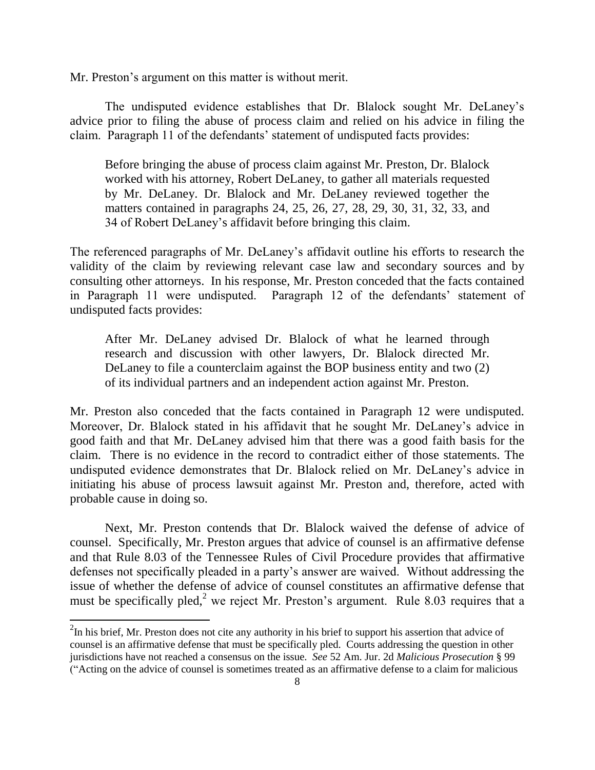Mr. Preston's argument on this matter is without merit.

The undisputed evidence establishes that Dr. Blalock sought Mr. DeLaney's advice prior to filing the abuse of process claim and relied on his advice in filing the claim. Paragraph 11 of the defendants' statement of undisputed facts provides:

> Before bringing the abuse of process claim against Mr. Preston, Dr. Blalock worked with his attorney, Robert DeLaney, to gather all materials requested by Mr. DeLaney. Dr. Blalock and Mr. DeLaney reviewed together the matters contained in paragraphs 24, 25, 26, 27, 28, 29, 30, 31, 32, 33, and 34 of Robert DeLaney's affidavit before bringing this claim.

The referenced paragraphs of Mr. DeLaney's affidavit outline his efforts to research the validity of the claim by reviewing relevant case law and secondary sources and by consulting other attorneys. In his response, Mr. Preston conceded that the facts contained in Paragraph 11 were undisputed. Paragraph 12 of the defendants' statement of undisputed facts provides:

> After Mr. DeLaney advised Dr. Blalock of what he learned through research and discussion with other lawyers, Dr. Blalock directed Mr. DeLaney to file a counterclaim against the BOP business entity and two (2) of its individual partners and an independent action against Mr. Preston.

Mr. Preston also conceded that the facts contained in Paragraph 12 were undisputed. Moreover, Dr. Blalock stated in his affidavit that he sought Mr. DeLaney's advice in good faith and that Mr. DeLaney advised him that there was a good faith basis for the claim. There is no evidence in the record to contradict either of those statements. The undisputed evidence demonstrates that Dr. Blalock relied on Mr. DeLaney's advice in initiating his abuse of process lawsuit against Mr. Preston and, therefore, acted with probable cause in doing so.

Next, Mr. Preston contends that Dr. Blalock waived the defense of advice of counsel. Specifically, Mr. Preston argues that advice of counsel is an affirmative defense and that Rule 8.03 of the Tennessee Rules of Civil Procedure provides that affirmative defenses not specifically pleaded in a party's answer are waived. Without addressing the issue of whether the defense of advice of counsel constitutes an affirmative defense that must be specifically pled,[2] we reject Mr. Preston's argument. Rule 8.03 requires that a

[2] In his brief, Mr. Preston does not cite any authority in his brief to support his assertion that advice of counsel is an affirmative defense that must be specifically pled. Courts addressing the question in other jurisdictions have not reached a consensus on the issue. *See* 52 Am. Jur. 2d *Malicious Prosecution* § 99 ("Acting on the advice of counsel is sometimes treated as an affirmative defense to a claim for malicious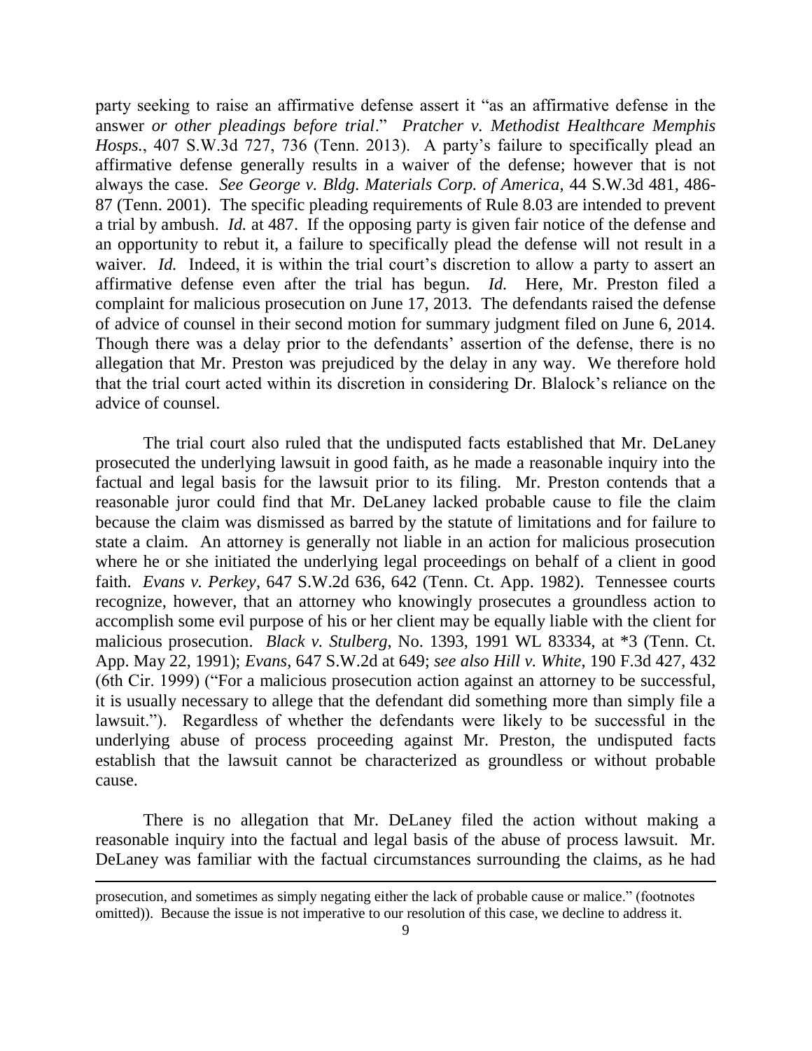party seeking to raise an affirmative defense assert it "as an affirmative defense in the answer *or other pleadings before trial*." *Pratcher v. Methodist Healthcare Memphis Hosps.*, 407 S.W.3d 727, 736 (Tenn. 2013). A party's failure to specifically plead an affirmative defense generally results in a waiver of the defense; however that is not always the case. *See George v. Bldg. Materials Corp. of America*, 44 S.W.3d 481, 486-87 (Tenn. 2001). The specific pleading requirements of Rule 8.03 are intended to prevent a trial by ambush. *Id.* at 487. If the opposing party is given fair notice of the defense and an opportunity to rebut it, a failure to specifically plead the defense will not result in a waiver. *Id.* Indeed, it is within the trial court's discretion to allow a party to assert an affirmative defense even after the trial has begun. *Id.* Here, Mr. Preston filed a complaint for malicious prosecution on June 17, 2013. The defendants raised the defense of advice of counsel in their second motion for summary judgment filed on June 6, 2014. Though there was a delay prior to the defendants' assertion of the defense, there is no allegation that Mr. Preston was prejudiced by the delay in any way. We therefore hold that the trial court acted within its discretion in considering Dr. Blalock's reliance on the advice of counsel.

The trial court also ruled that the undisputed facts established that Mr. DeLaney prosecuted the underlying lawsuit in good faith, as he made a reasonable inquiry into the factual and legal basis for the lawsuit prior to its filing. Mr. Preston contends that a reasonable juror could find that Mr. DeLaney lacked probable cause to file the claim because the claim was dismissed as barred by the statute of limitations and for failure to state a claim. An attorney is generally not liable in an action for malicious prosecution where he or she initiated the underlying legal proceedings on behalf of a client in good faith. *Evans v. Perkey*, 647 S.W.2d 636, 642 (Tenn. Ct. App. 1982). Tennessee courts recognize, however, that an attorney who knowingly prosecutes a groundless action to accomplish some evil purpose of his or her client may be equally liable with the client for malicious prosecution. *Black v. Stulberg*, No. 1393, 1991 WL 83334, at *3 (Tenn. Ct. App. May 22, 1991); *Evans*, 647 S.W.2d at 649; *see also Hill v. White*, 190 F.3d 427, 432 (6th Cir. 1999) ("For a malicious prosecution action against an attorney to be successful, it is usually necessary to allege that the defendant did something more than simply file a lawsuit."). Regardless of whether the defendants were likely to be successful in the underlying abuse of process proceeding against Mr. Preston, the undisputed facts establish that the lawsuit cannot be characterized as groundless or without probable cause.

There is no allegation that Mr. DeLaney filed the action without making a reasonable inquiry into the factual and legal basis of the abuse of process lawsuit. Mr. DeLaney was familiar with the factual circumstances surrounding the claims, as he had

---

prosecution, and sometimes as simply negating either the lack of probable cause or malice." (footnotes omitted)). Because the issue is not imperative to our resolution of this case, we decline to address it.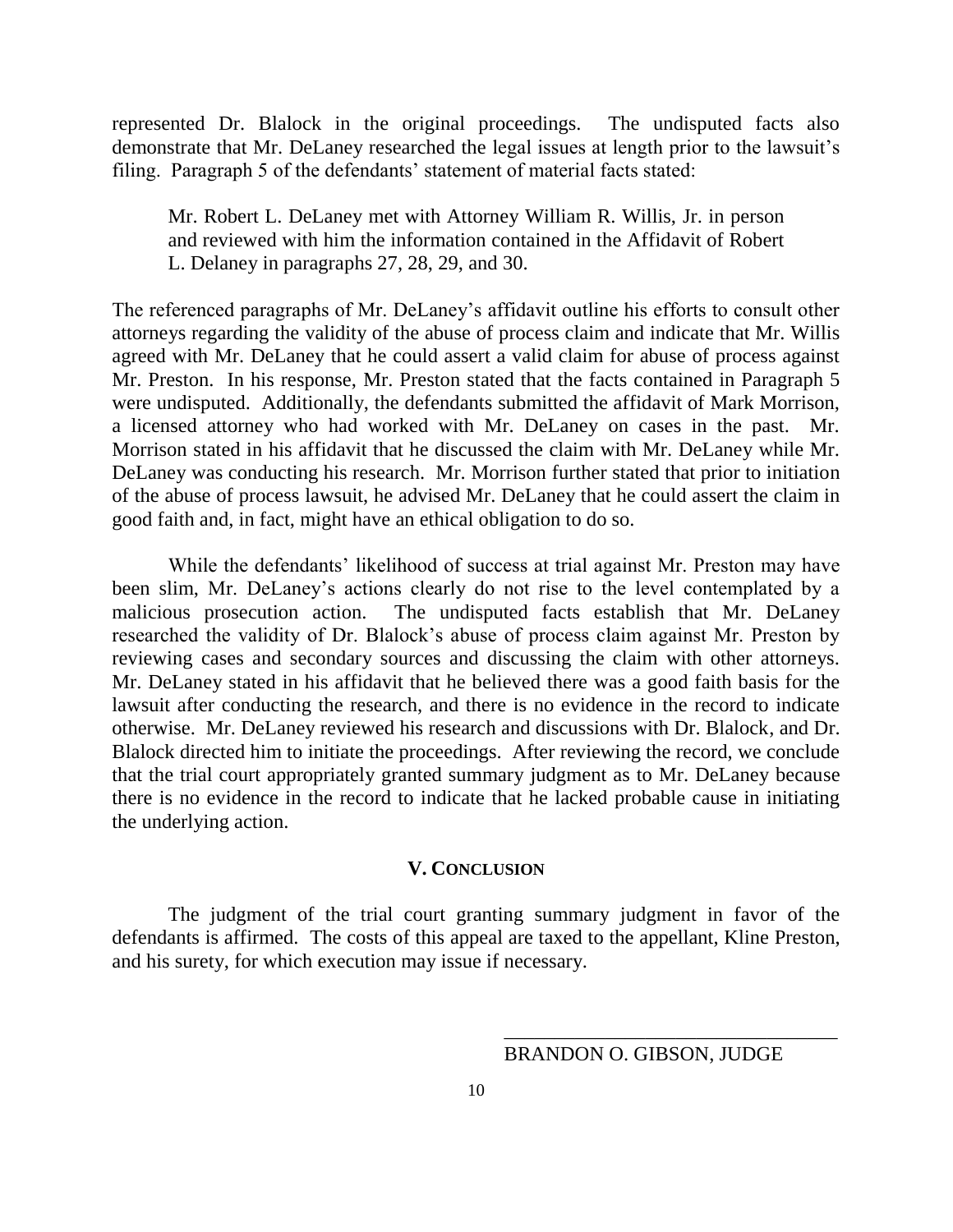represented Dr. Blalock in the original proceedings. The undisputed facts also demonstrate that Mr. DeLaney researched the legal issues at length prior to the lawsuit's filing. Paragraph 5 of the defendants' statement of material facts stated:

> Mr. Robert L. DeLaney met with Attorney William R. Willis, Jr. in person and reviewed with him the information contained in the Affidavit of Robert L. Delaney in paragraphs 27, 28, 29, and 30.

The referenced paragraphs of Mr. DeLaney's affidavit outline his efforts to consult other attorneys regarding the validity of the abuse of process claim and indicate that Mr. Willis agreed with Mr. DeLaney that he could assert a valid claim for abuse of process against Mr. Preston. In his response, Mr. Preston stated that the facts contained in Paragraph 5 were undisputed. Additionally, the defendants submitted the affidavit of Mark Morrison, a licensed attorney who had worked with Mr. DeLaney on cases in the past. Mr. Morrison stated in his affidavit that he discussed the claim with Mr. DeLaney while Mr. DeLaney was conducting his research. Mr. Morrison further stated that prior to initiation of the abuse of process lawsuit, he advised Mr. DeLaney that he could assert the claim in good faith and, in fact, might have an ethical obligation to do so.

While the defendants' likelihood of success at trial against Mr. Preston may have been slim, Mr. DeLaney's actions clearly do not rise to the level contemplated by a malicious prosecution action. The undisputed facts establish that Mr. DeLaney researched the validity of Dr. Blalock's abuse of process claim against Mr. Preston by reviewing cases and secondary sources and discussing the claim with other attorneys. Mr. DeLaney stated in his affidavit that he believed there was a good faith basis for the lawsuit after conducting the research, and there is no evidence in the record to indicate otherwise. Mr. DeLaney reviewed his research and discussions with Dr. Blalock, and Dr. Blalock directed him to initiate the proceedings. After reviewing the record, we conclude that the trial court appropriately granted summary judgment as to Mr. DeLaney because there is no evidence in the record to indicate that he lacked probable cause in initiating the underlying action.

## V. CONCLUSION

The judgment of the trial court granting summary judgment in favor of the defendants is affirmed. The costs of this appeal are taxed to the appellant, Kline Preston, and his surety, for which execution may issue if necessary.

\_\_\_\_\_\_\_\_\_\_\_\_\_\_\_\_\_\_\_\_\_\_\_\_\_\_\_\_\_\_\_\_\_\_

BRANDON O. GIBSON, JUDGE